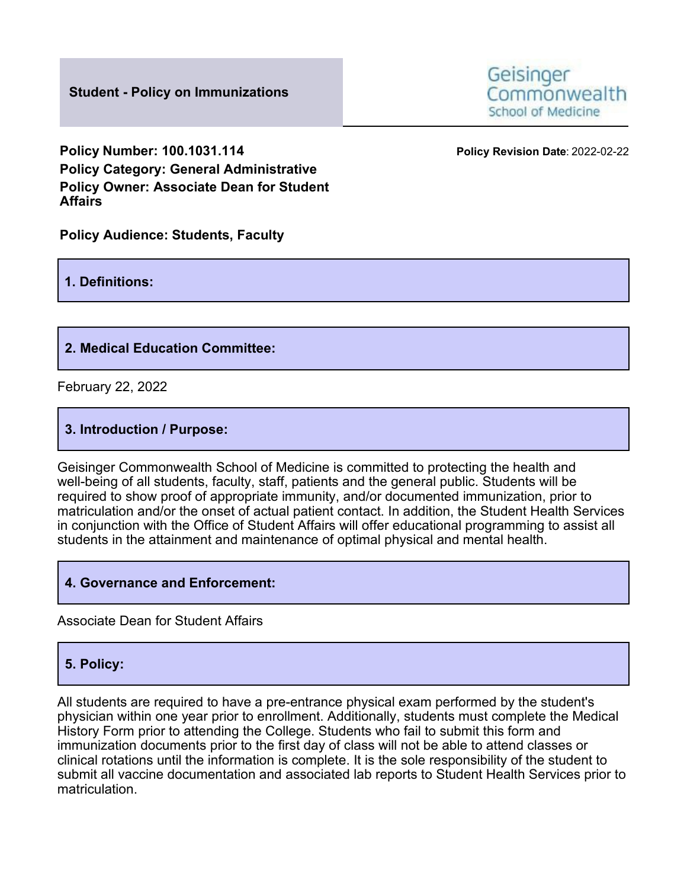# Student - Policy on Immunizations

Geisinger Commonwealth School of Medicine

**Policy Number: 100.1031.114**
**Policy Category: General Administrative**
**Policy Owner: Associate Dean for Student Affairs**

**Policy Revision Date**: 2022-02-22

**Policy Audience: Students, Faculty**

## 1. Definitions:

## 2. Medical Education Committee:

February 22, 2022

## 3. Introduction / Purpose:

Geisinger Commonwealth School of Medicine is committed to protecting the health and well-being of all students, faculty, staff, patients and the general public. Students will be required to show proof of appropriate immunity, and/or documented immunization, prior to matriculation and/or the onset of actual patient contact. In addition, the Student Health Services in conjunction with the Office of Student Affairs will offer educational programming to assist all students in the attainment and maintenance of optimal physical and mental health.

## 4. Governance and Enforcement:

Associate Dean for Student Affairs

## 5. Policy:

All students are required to have a pre-entrance physical exam performed by the student's physician within one year prior to enrollment. Additionally, students must complete the Medical History Form prior to attending the College. Students who fail to submit this form and immunization documents prior to the first day of class will not be able to attend classes or clinical rotations until the information is complete. It is the sole responsibility of the student to submit all vaccine documentation and associated lab reports to Student Health Services prior to matriculation.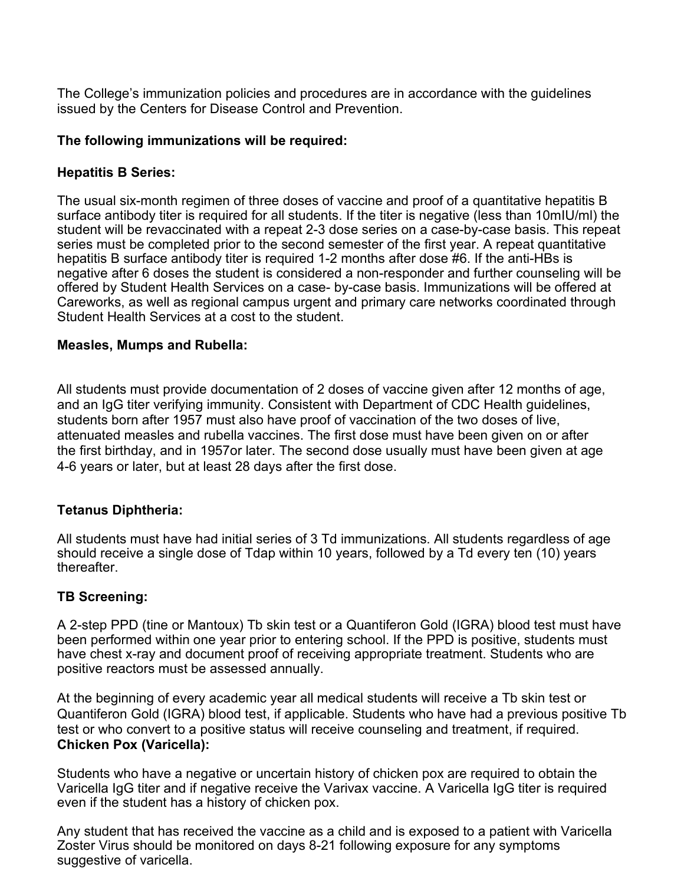The College's immunization policies and procedures are in accordance with the guidelines issued by the Centers for Disease Control and Prevention.

**The following immunizations will be required:**

**Hepatitis B Series:**

The usual six-month regimen of three doses of vaccine and proof of a quantitative hepatitis B surface antibody titer is required for all students. If the titer is negative (less than 10mIU/ml) the student will be revaccinated with a repeat 2-3 dose series on a case-by-case basis. This repeat series must be completed prior to the second semester of the first year. A repeat quantitative hepatitis B surface antibody titer is required 1-2 months after dose #6. If the anti-HBs is negative after 6 doses the student is considered a non-responder and further counseling will be offered by Student Health Services on a case- by-case basis. Immunizations will be offered at Careworks, as well as regional campus urgent and primary care networks coordinated through Student Health Services at a cost to the student.

**Measles, Mumps and Rubella:**

All students must provide documentation of 2 doses of vaccine given after 12 months of age, and an IgG titer verifying immunity. Consistent with Department of CDC Health guidelines, students born after 1957 must also have proof of vaccination of the two doses of live, attenuated measles and rubella vaccines. The first dose must have been given on or after the first birthday, and in 1957or later. The second dose usually must have been given at age 4-6 years or later, but at least 28 days after the first dose.

**Tetanus Diphtheria:**

All students must have had initial series of 3 Td immunizations. All students regardless of age should receive a single dose of Tdap within 10 years, followed by a Td every ten (10) years thereafter.

**TB Screening:**

A 2-step PPD (tine or Mantoux) Tb skin test or a Quantiferon Gold (IGRA) blood test must have been performed within one year prior to entering school. If the PPD is positive, students must have chest x-ray and document proof of receiving appropriate treatment. Students who are positive reactors must be assessed annually.

At the beginning of every academic year all medical students will receive a Tb skin test or Quantiferon Gold (IGRA) blood test, if applicable. Students who have had a previous positive Tb test or who convert to a positive status will receive counseling and treatment, if required.

**Chicken Pox (Varicella):**

Students who have a negative or uncertain history of chicken pox are required to obtain the Varicella IgG titer and if negative receive the Varivax vaccine. A Varicella IgG titer is required even if the student has a history of chicken pox.

Any student that has received the vaccine as a child and is exposed to a patient with Varicella Zoster Virus should be monitored on days 8-21 following exposure for any symptoms suggestive of varicella.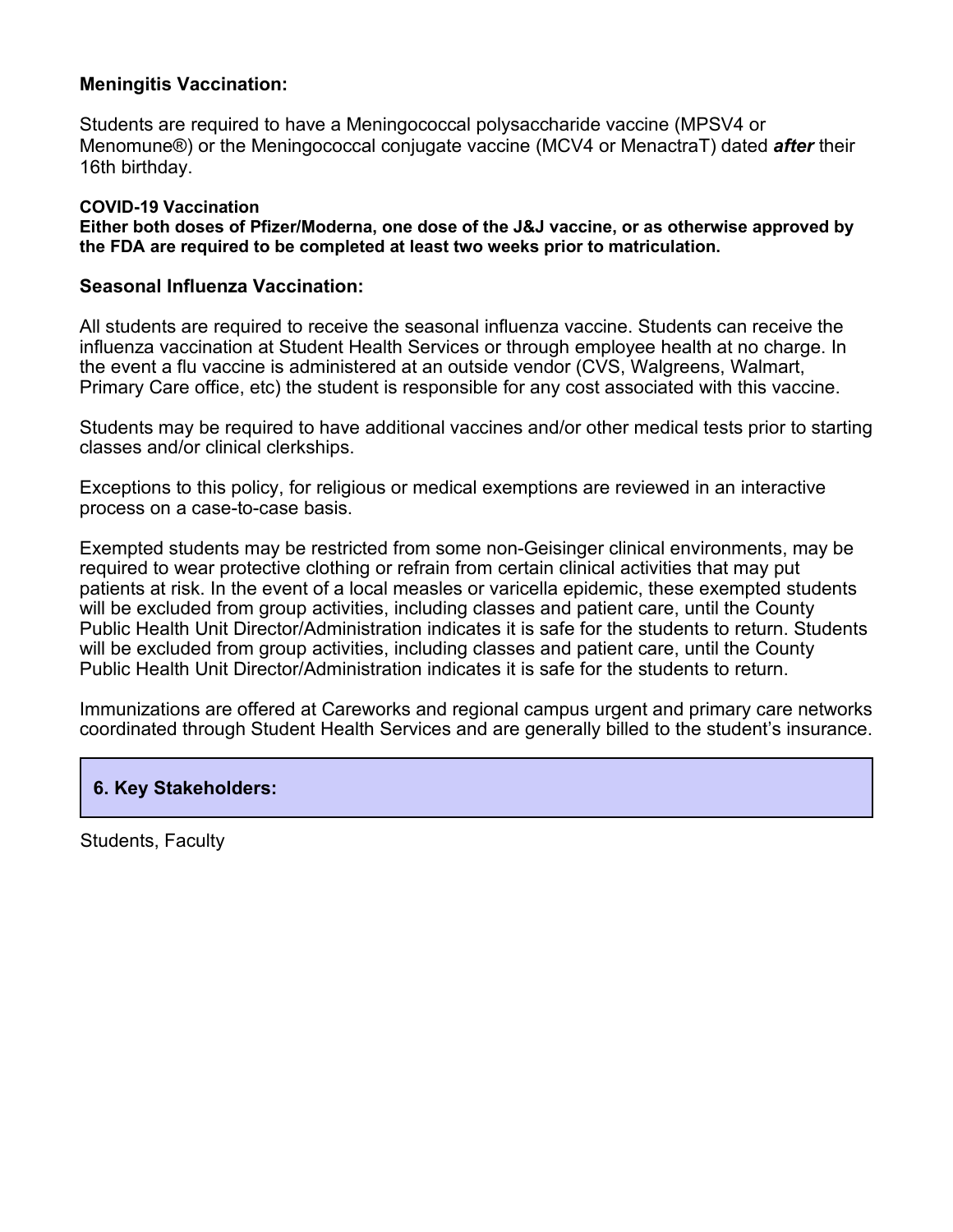**Meningitis Vaccination:**

Students are required to have a Meningococcal polysaccharide vaccine (MPSV4 or Menomune®) or the Meningococcal conjugate vaccine (MCV4 or MenactraT) dated ***after*** their 16th birthday.

**COVID-19 Vaccination**

**Either both doses of Pfizer/Moderna, one dose of the J&J vaccine, or as otherwise approved by the FDA are required to be completed at least two weeks prior to matriculation.**

**Seasonal Influenza Vaccination:**

All students are required to receive the seasonal influenza vaccine. Students can receive the influenza vaccination at Student Health Services or through employee health at no charge. In the event a flu vaccine is administered at an outside vendor (CVS, Walgreens, Walmart, Primary Care office, etc) the student is responsible for any cost associated with this vaccine.

Students may be required to have additional vaccines and/or other medical tests prior to starting classes and/or clinical clerkships.

Exceptions to this policy, for religious or medical exemptions are reviewed in an interactive process on a case-to-case basis.

Exempted students may be restricted from some non-Geisinger clinical environments, may be required to wear protective clothing or refrain from certain clinical activities that may put patients at risk. In the event of a local measles or varicella epidemic, these exempted students will be excluded from group activities, including classes and patient care, until the County Public Health Unit Director/Administration indicates it is safe for the students to return. Students will be excluded from group activities, including classes and patient care, until the County Public Health Unit Director/Administration indicates it is safe for the students to return.

Immunizations are offered at Careworks and regional campus urgent and primary care networks coordinated through Student Health Services and are generally billed to the student's insurance.

## 6. Key Stakeholders:

Students, Faculty